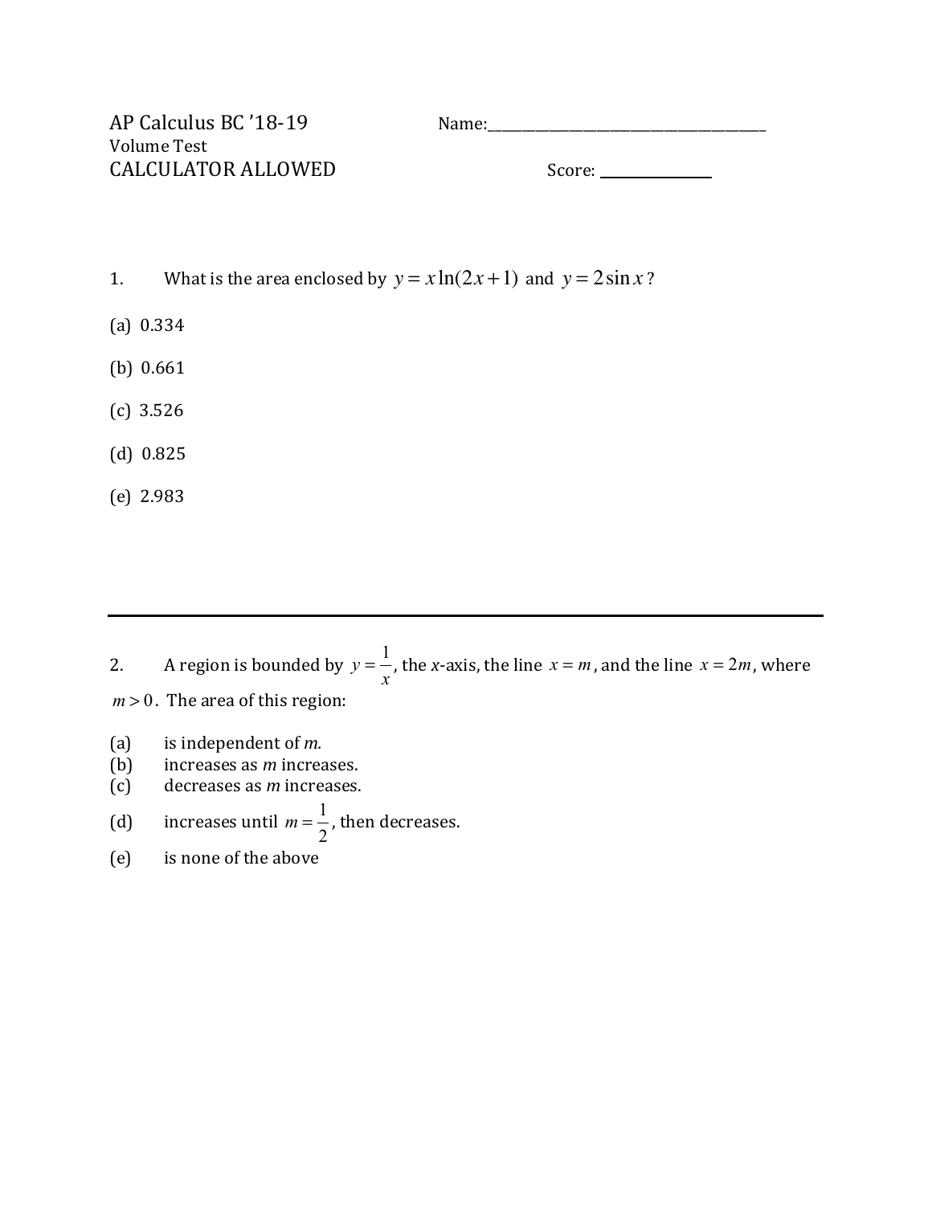AP Calculus BC '18-19 Name:\_\_\_\_\_\_\_\_\_\_\_\_\_\_\_\_\_\_\_\_\_\_\_\_\_\_\_\_\_\_\_\_\_\_

Volume Test

CALCULATOR ALLOWED Score: \_\_\_\_\_\_\_\_\_\_\_\_

1. What is the area enclosed by $y = x\ln(2x+1)$ and $y = 2\sin x$?

(a) 0.334

(b) 0.661

(c) 3.526

(d) 0.825

(e) 2.983

---

2. A region is bounded by $y = \frac{1}{x}$, the $x$-axis, the line $x = m$, and the line $x = 2m$, where $m > 0$. The area of this region:

(a) is independent of *m.*

(b) increases as *m* increases.

(c) decreases as *m* increases.

(d) increases until $m = \frac{1}{2}$, then decreases.

(e) is none of the above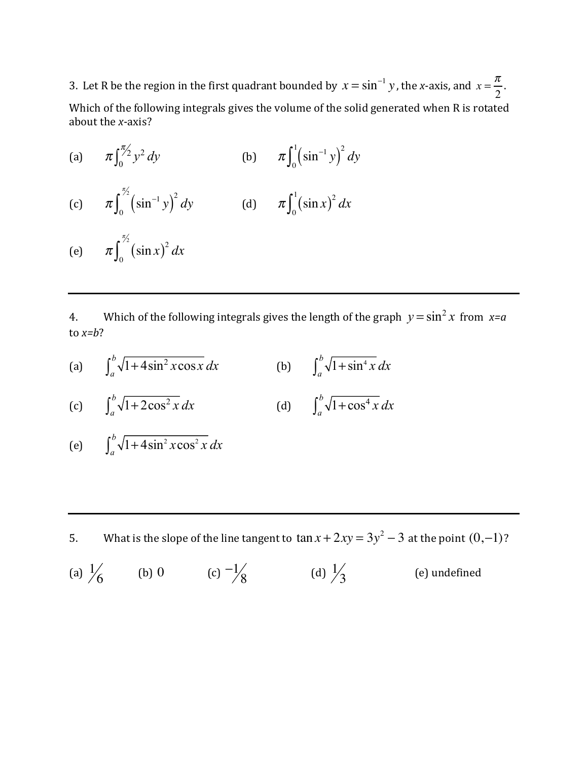3. Let R be the region in the first quadrant bounded by $x = \sin^{-1} y$, the $x$-axis, and $x = \dfrac{\pi}{2}$. Which of the following integrals gives the volume of the solid generated when R is rotated about the $x$-axis?

(a) $\pi \int_0^{\pi/2} y^2 \, dy$

(b) $\pi \int_0^1 \left(\sin^{-1} y\right)^2 dy$

(c) $\pi \int_0^{\pi/2} \left(\sin^{-1} y\right)^2 dy$

(d) $\pi \int_0^1 (\sin x)^2 \, dx$

(e) $\pi \int_0^{\pi/2} (\sin x)^2 \, dx$

---

4. Which of the following integrals gives the length of the graph $y = \sin^2 x$ from $x=a$ to $x=b$?

(a) $\int_a^b \sqrt{1 + 4\sin^2 x \cos x} \, dx$

(b) $\int_a^b \sqrt{1 + \sin^4 x} \, dx$

(c) $\int_a^b \sqrt{1 + 2\cos^2 x} \, dx$

(d) $\int_a^b \sqrt{1 + \cos^4 x} \, dx$

(e) $\int_a^b \sqrt{1 + 4\sin^2 x \cos^2 x} \, dx$

---

5. What is the slope of the line tangent to $\tan x + 2xy = 3y^2 - 3$ at the point $(0, -1)$?

(a) $1/6$  (b) $0$  (c) $-1/8$  (d) $1/3$  (e) undefined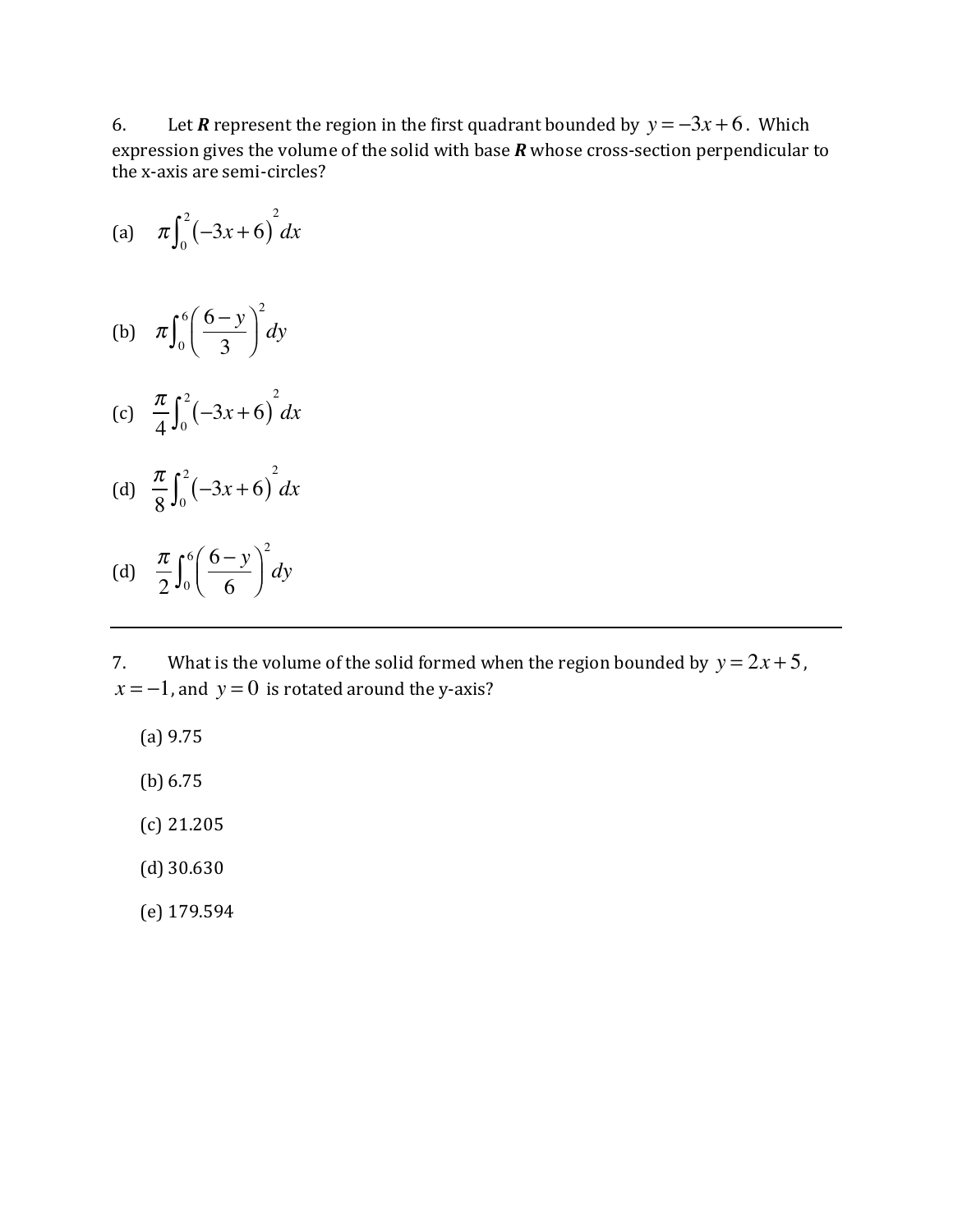6. Let ***R*** represent the region in the first quadrant bounded by $y = -3x + 6$. Which expression gives the volume of the solid with base ***R*** whose cross-section perpendicular to the x-axis are semi-circles?

(a) $\pi \int_0^2 (-3x+6)^2 \, dx$

(b) $\pi \int_0^6 \left(\frac{6-y}{3}\right)^2 dy$

(c) $\frac{\pi}{4} \int_0^2 (-3x+6)^2 \, dx$

(d) $\frac{\pi}{8} \int_0^2 (-3x+6)^2 \, dx$

(d) $\frac{\pi}{2} \int_0^6 \left(\frac{6-y}{6}\right)^2 dy$

---

7. What is the volume of the solid formed when the region bounded by $y = 2x + 5$, $x = -1$, and $y = 0$ is rotated around the y-axis?

(a) 9.75

(b) 6.75

(c) 21.205

(d) 30.630

(e) 179.594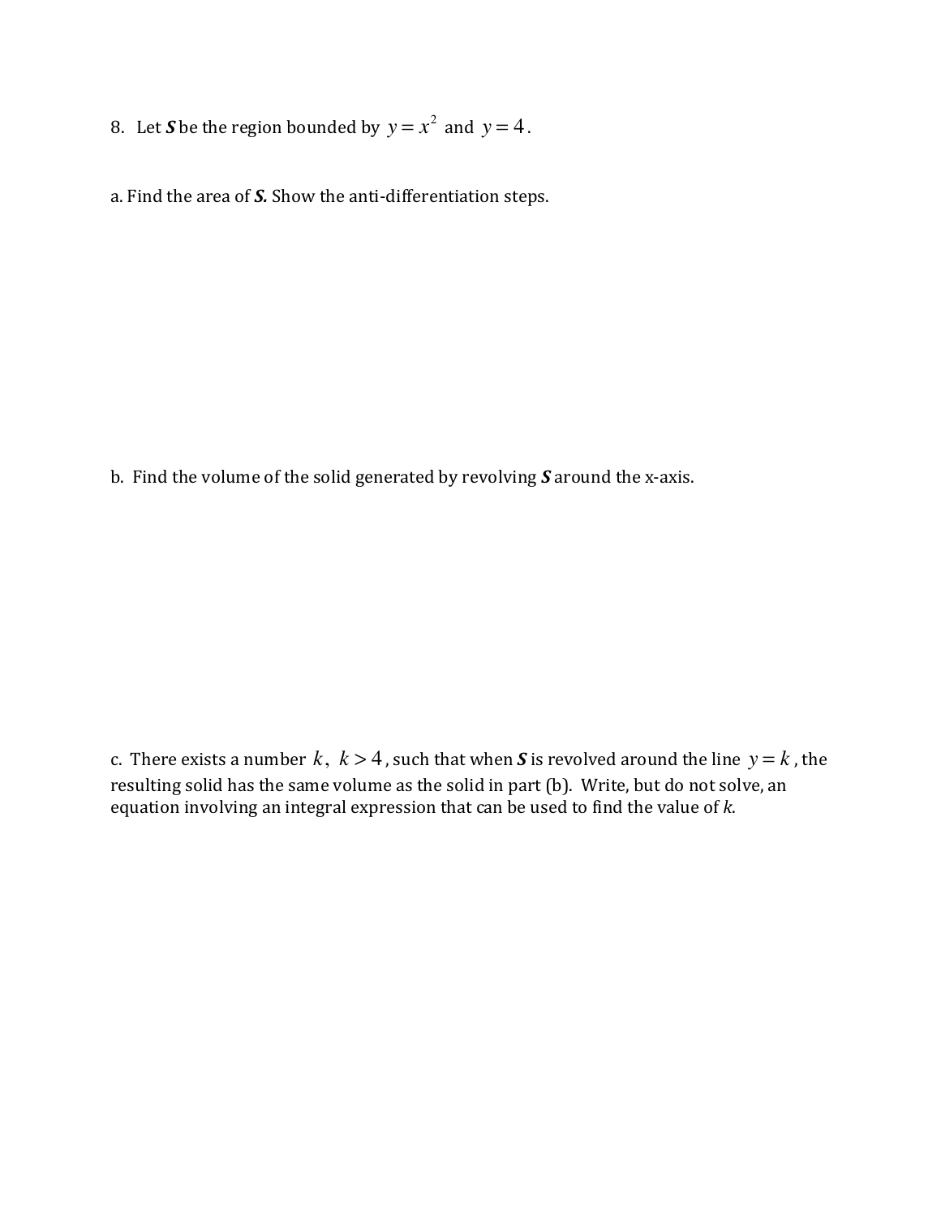8. Let ***S*** be the region bounded by $y = x^2$ and $y = 4$.

a. Find the area of ***S***. Show the anti-differentiation steps.

b. Find the volume of the solid generated by revolving ***S*** around the x-axis.

c. There exists a number $k$, $k > 4$, such that when ***S*** is revolved around the line $y = k$, the resulting solid has the same volume as the solid in part (b). Write, but do not solve, an equation involving an integral expression that can be used to find the value of *k*.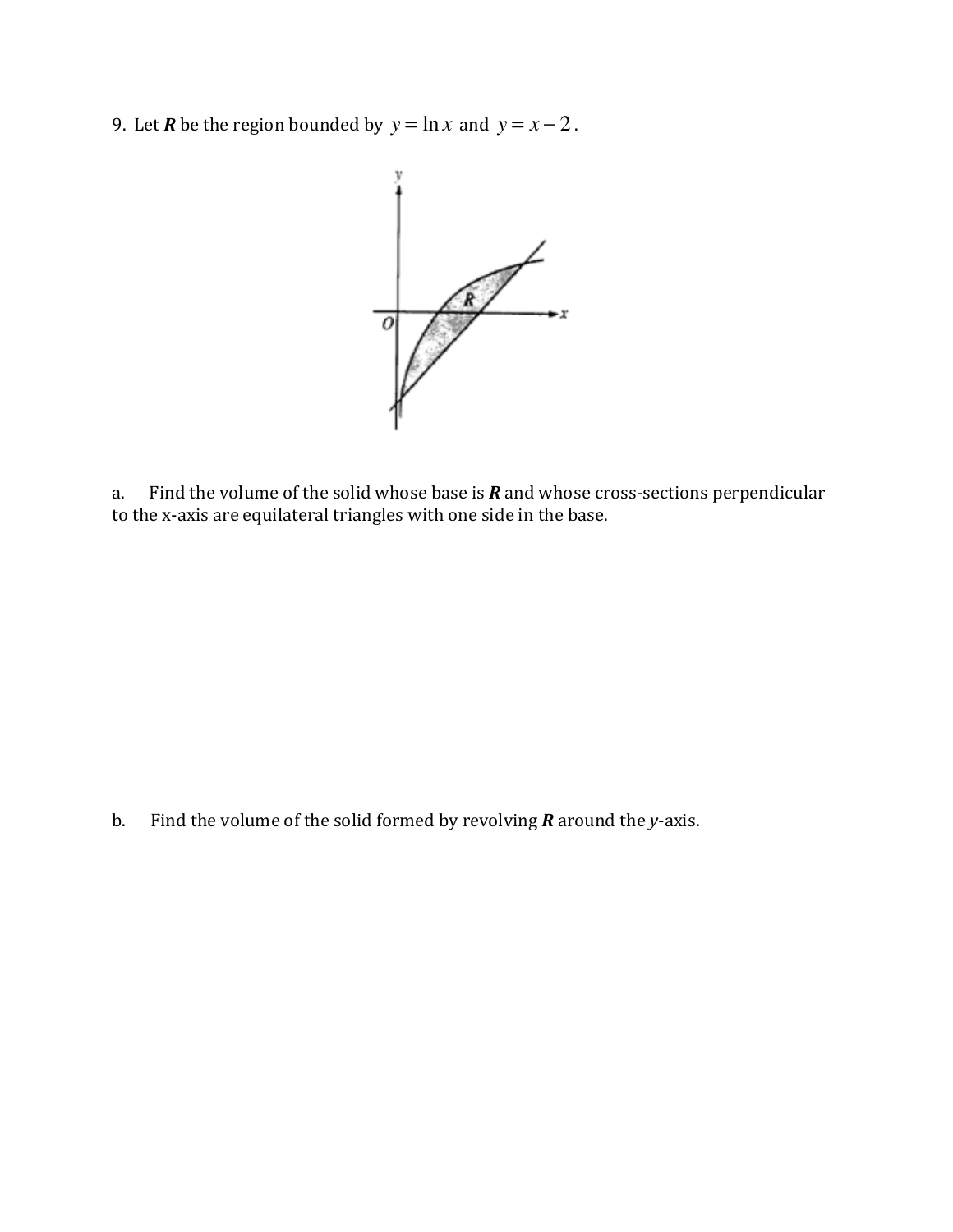9. Let **R** be the region bounded by $y = \ln x$ and $y = x - 2$.

a. Find the volume of the solid whose base is **R** and whose cross-sections perpendicular to the x-axis are equilateral triangles with one side in the base.

b. Find the volume of the solid formed by revolving **R** around the $y$-axis.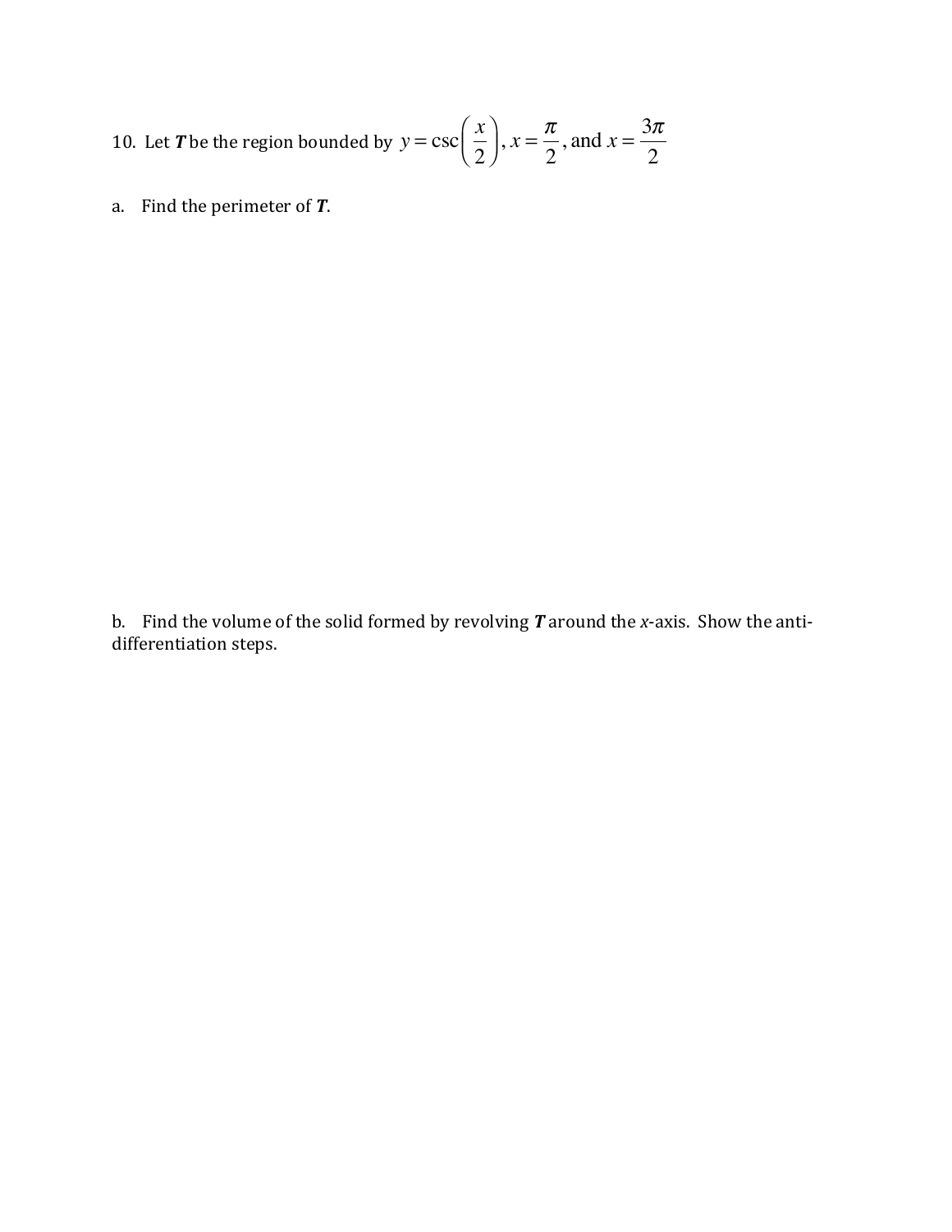10. Let ***T*** be the region bounded by $y = \csc\left(\dfrac{x}{2}\right)$, $x = \dfrac{\pi}{2}$, and $x = \dfrac{3\pi}{2}$

a. Find the perimeter of ***T***.

b. Find the volume of the solid formed by revolving ***T*** around the *x*-axis. Show the anti-differentiation steps.